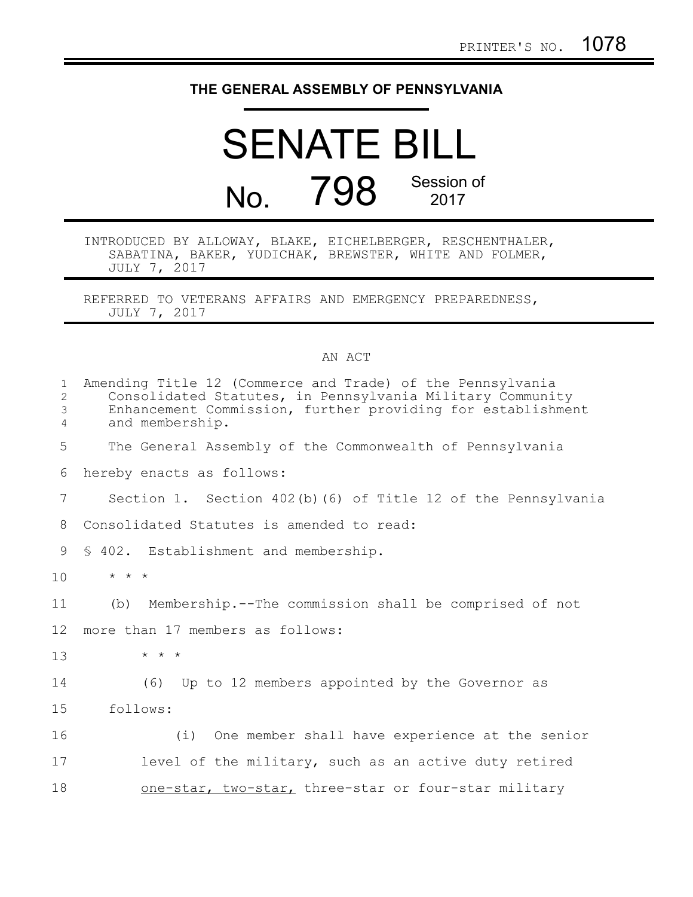PRINTER'S NO. 1078

# THE GENERAL ASSEMBLY OF PENNSYLVANIA

# SENATE BILL

# No. 798 Session of 2017

INTRODUCED BY ALLOWAY, BLAKE, EICHELBERGER, RESCHENTHALER, SABATINA, BAKER, YUDICHAK, BREWSTER, WHITE AND FOLMER, JULY 7, 2017

REFERRED TO VETERANS AFFAIRS AND EMERGENCY PREPAREDNESS, JULY 7, 2017

AN ACT

Amending Title 12 (Commerce and Trade) of the Pennsylvania Consolidated Statutes, in Pennsylvania Military Community Enhancement Commission, further providing for establishment and membership.

The General Assembly of the Commonwealth of Pennsylvania hereby enacts as follows:

Section 1. Section 402(b)(6) of Title 12 of the Pennsylvania Consolidated Statutes is amended to read:

§ 402. Establishment and membership.

\* \* \*

(b) Membership.--The commission shall be comprised of not more than 17 members as follows:

\* \* \*

(6) Up to 12 members appointed by the Governor as follows:

(i) One member shall have experience at the senior level of the military, such as an active duty retired <u>one-star, two-star,</u> three-star or four-star military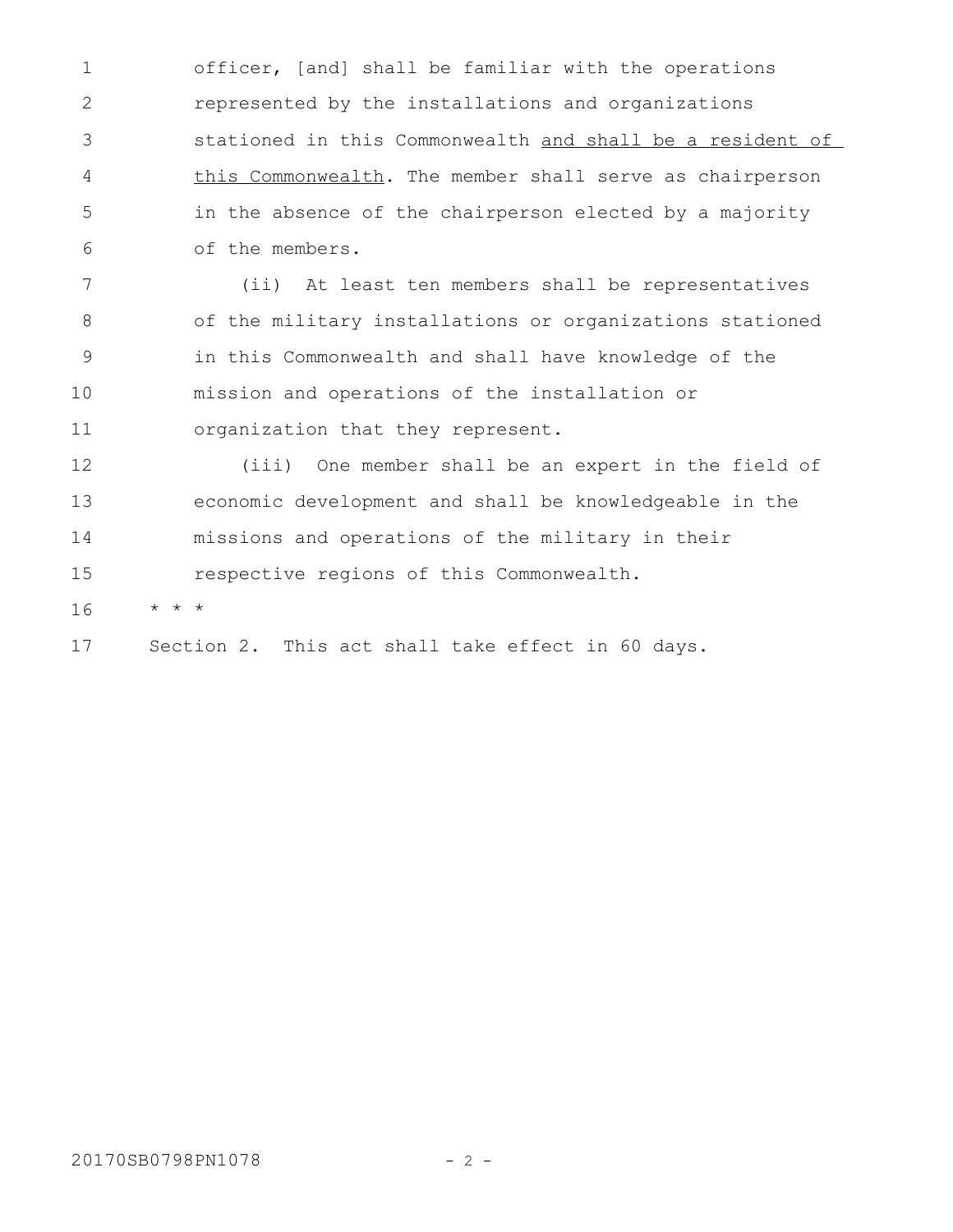officer, [and] shall be familiar with the operations represented by the installations and organizations stationed in this Commonwealth <u>and shall be a resident of this Commonwealth</u>. The member shall serve as chairperson in the absence of the chairperson elected by a majority of the members.

(ii) At least ten members shall be representatives of the military installations or organizations stationed in this Commonwealth and shall have knowledge of the mission and operations of the installation or organization that they represent.

(iii) One member shall be an expert in the field of economic development and shall be knowledgeable in the missions and operations of the military in their respective regions of this Commonwealth.

* * *

Section 2. This act shall take effect in 60 days.